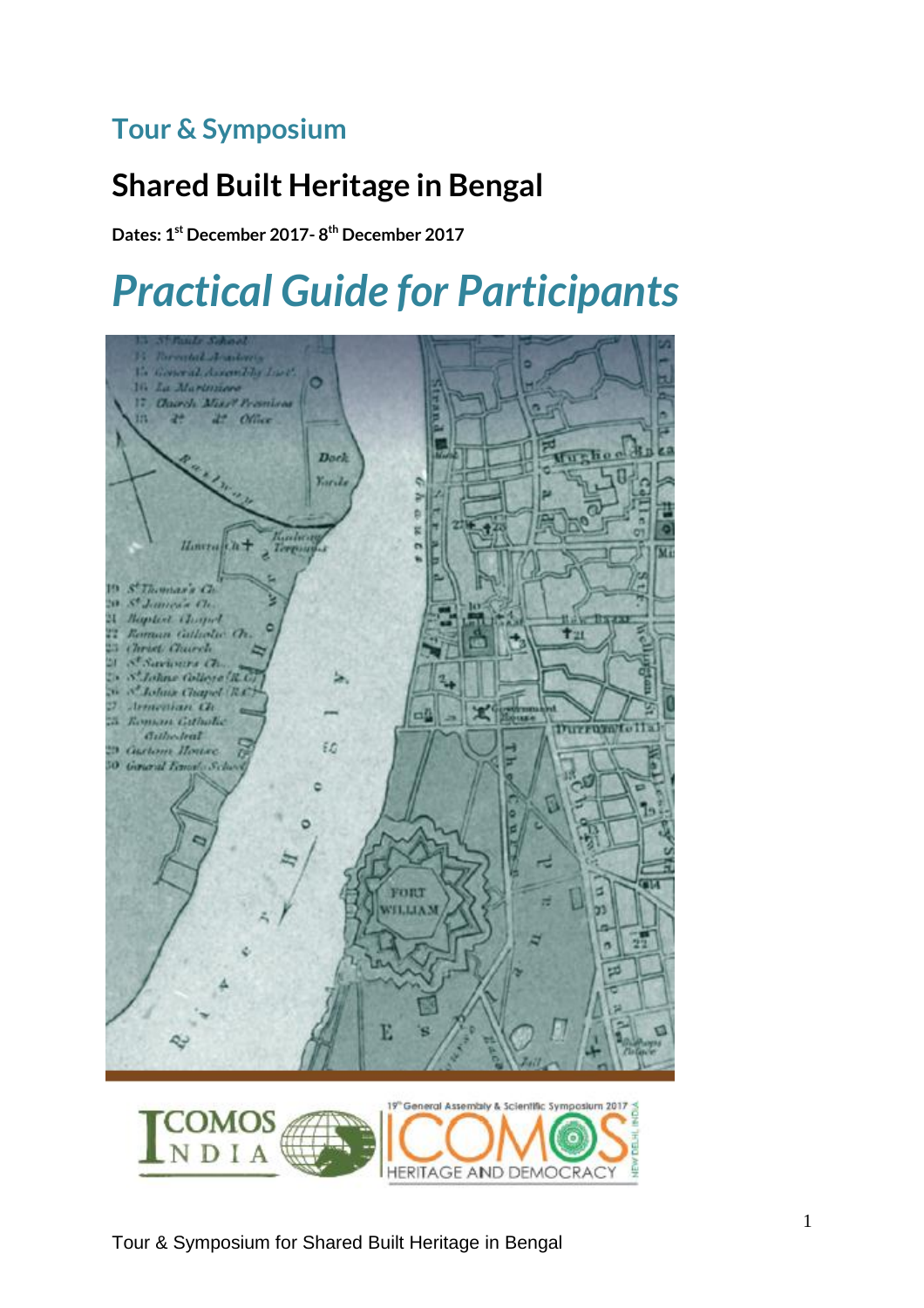## Tour & Symposium

# Shared Built Heritage in Bengal

**Dates: 1st December 2017- 8th December 2017**

# *Practical Guide for Participants*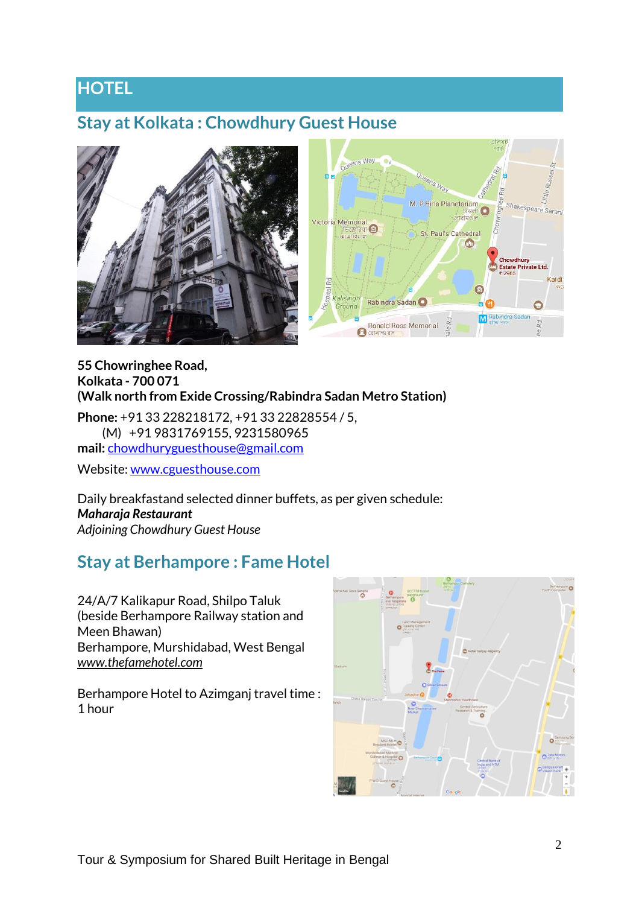# HOTEL

## Stay at Kolkata : Chowdhury Guest House

**55 Chowringhee Road,**
**Kolkata - 700 071**
**(Walk north from Exide Crossing/Rabindra Sadan Metro Station)**

**Phone:** +91 33 228218172, +91 33 22828554 / 5,
(M) +91 9831769155, 9231580965
**mail:** chowdhuryguesthouse@gmail.com

Website: www.cguesthouse.com

Daily breakfastand selected dinner buffets, as per given schedule:
***Maharaja Restaurant***
*Adjoining Chowdhury Guest House*

## Stay at Berhampore : Fame Hotel

24/A/7 Kalikapur Road, Shilpo Taluk
(beside Berhampore Railway station and Meen Bhawan)
Berhampore, Murshidabad, West Bengal
*www.thefamehotel.com*

Berhampore Hotel to Azimganj travel time : 1 hour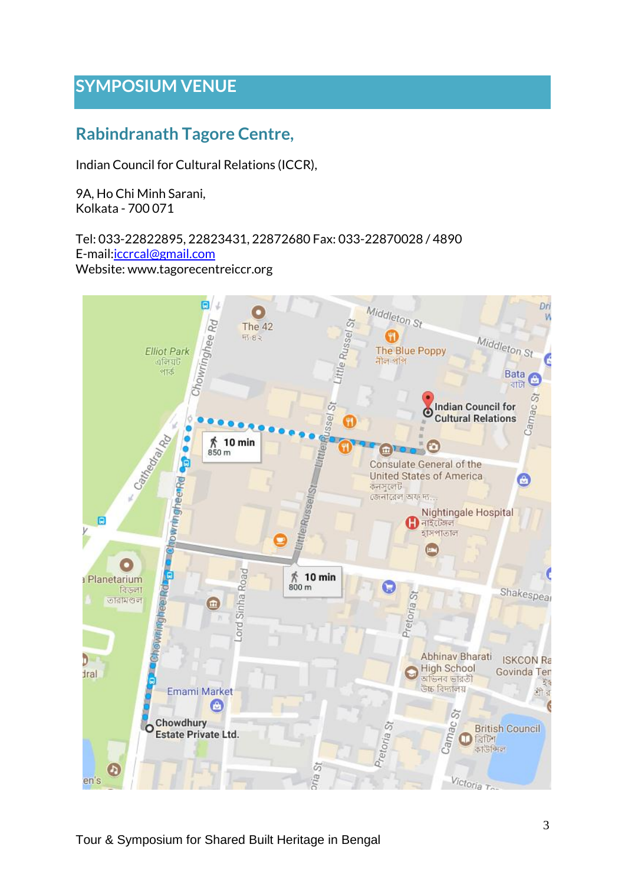## SYMPOSIUM VENUE

### Rabindranath Tagore Centre,

Indian Council for Cultural Relations (ICCR),

9A, Ho Chi Minh Sarani,
Kolkata - 700 071

Tel: 033-22822895, 22823431, 22872680 Fax: 033-22870028 / 4890
E-mail:iccrcal@gmail.com
Website: www.tagorecentreiccr.org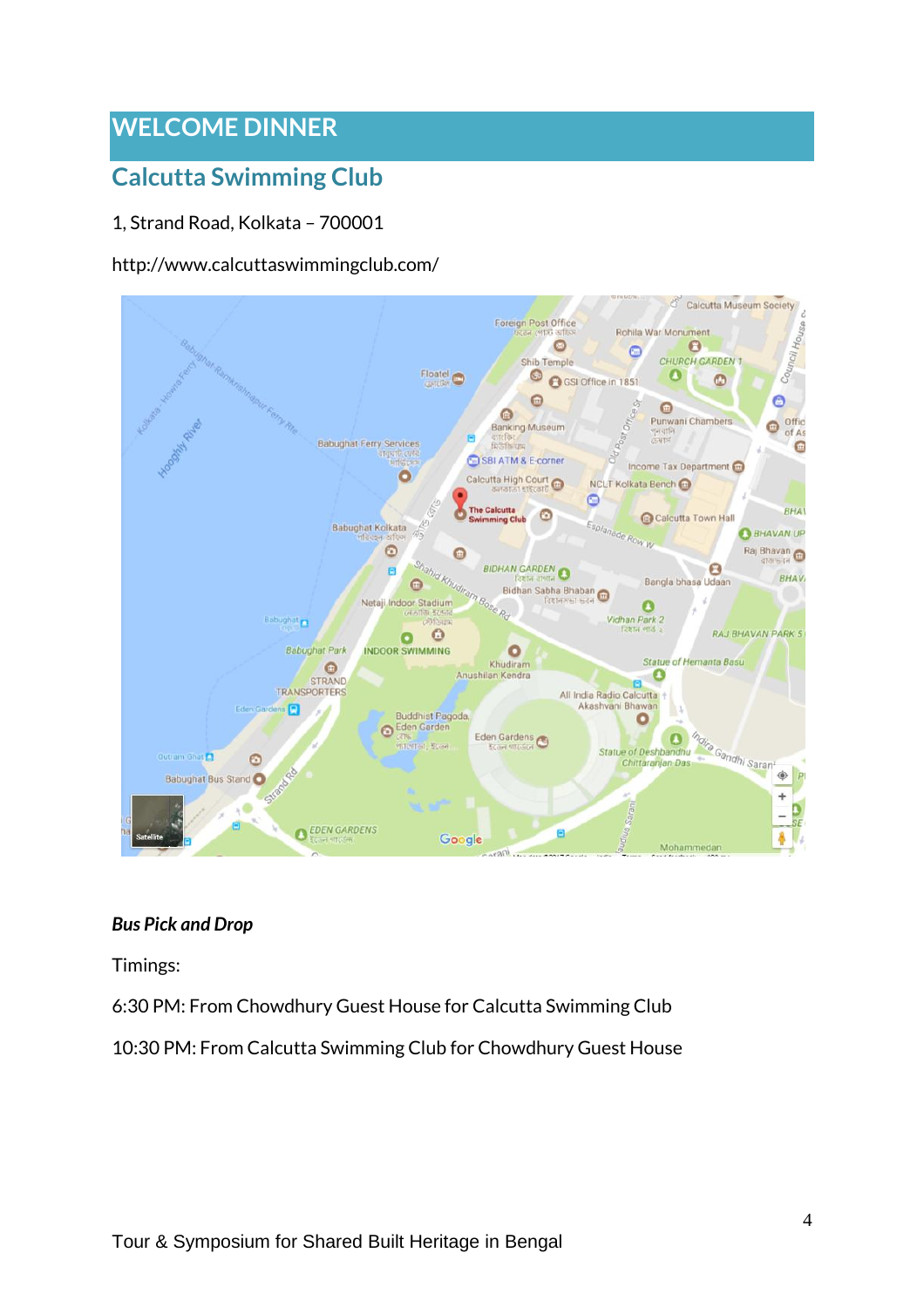# WELCOME DINNER

## Calcutta Swimming Club

1, Strand Road, Kolkata – 700001

http://www.calcuttaswimmingclub.com/

***Bus Pick and Drop***

Timings:

6:30 PM: From Chowdhury Guest House for Calcutta Swimming Club

10:30 PM: From Calcutta Swimming Club for Chowdhury Guest House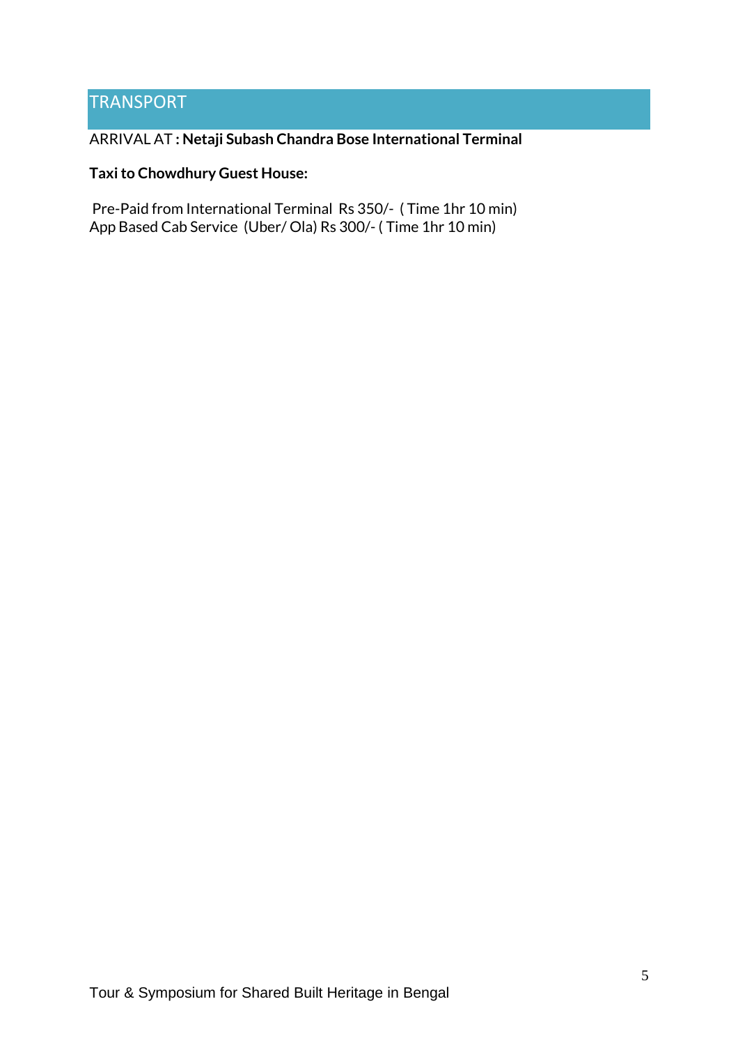## TRANSPORT

ARRIVAL AT **: Netaji Subash Chandra Bose International Terminal**

**Taxi to Chowdhury Guest House:**

Pre-Paid from International Terminal Rs 350/- ( Time 1hr 10 min)
App Based Cab Service (Uber/ Ola) Rs 300/- ( Time 1hr 10 min)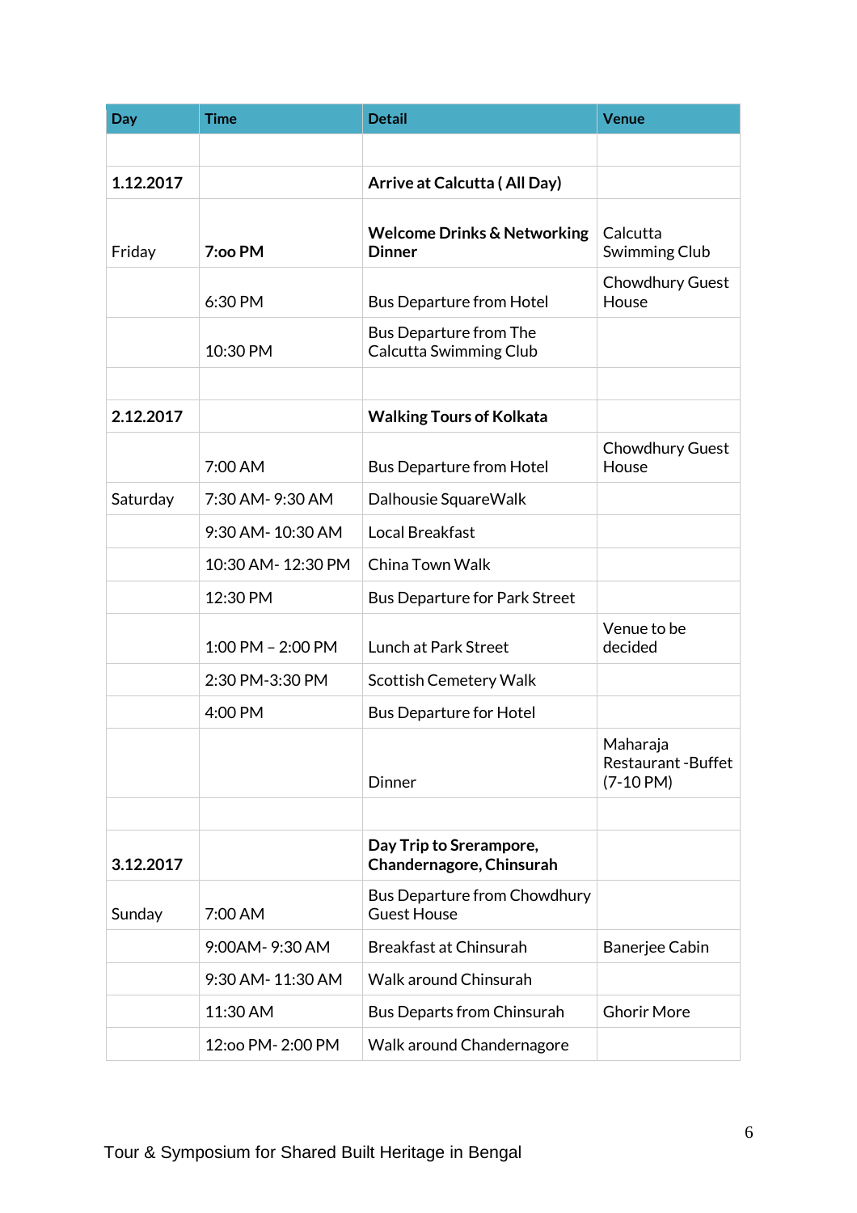| Day | Time | Detail | Venue |
|---|---|---|---|
| | | | |
| **1.12.2017** | | **Arrive at Calcutta ( All Day)** | |
| Friday | **7:oo PM** | **Welcome Drinks & Networking Dinner** | Calcutta Swimming Club |
| | 6:30 PM | Bus Departure from Hotel | Chowdhury Guest House |
| | 10:30 PM | Bus Departure from The Calcutta Swimming Club | |
| | | | |
| **2.12.2017** | | **Walking Tours of Kolkata** | |
| | 7:00 AM | Bus Departure from Hotel | Chowdhury Guest House |
| Saturday | 7:30 AM- 9:30 AM | Dalhousie SquareWalk | |
| | 9:30 AM- 10:30 AM | Local Breakfast | |
| | 10:30 AM- 12:30 PM | China Town Walk | |
| | 12:30 PM | Bus Departure for Park Street | |
| | 1:00 PM – 2:00 PM | Lunch at Park Street | Venue to be decided |
| | 2:30 PM-3:30 PM | Scottish Cemetery Walk | |
| | 4:00 PM | Bus Departure for Hotel | |
| | | Dinner | Maharaja Restaurant -Buffet (7-10 PM) |
| | | | |
| **3.12.2017** | | **Day Trip to Srerampore, Chandernagore, Chinsurah** | |
| Sunday | 7:00 AM | Bus Departure from Chowdhury Guest House | |
| | 9:00AM- 9:30 AM | Breakfast at Chinsurah | Banerjee Cabin |
| | 9:30 AM- 11:30 AM | Walk around Chinsurah | |
| | 11:30 AM | Bus Departs from Chinsurah | Ghorir More |
| | 12:oo PM- 2:00 PM | Walk around Chandernagore | |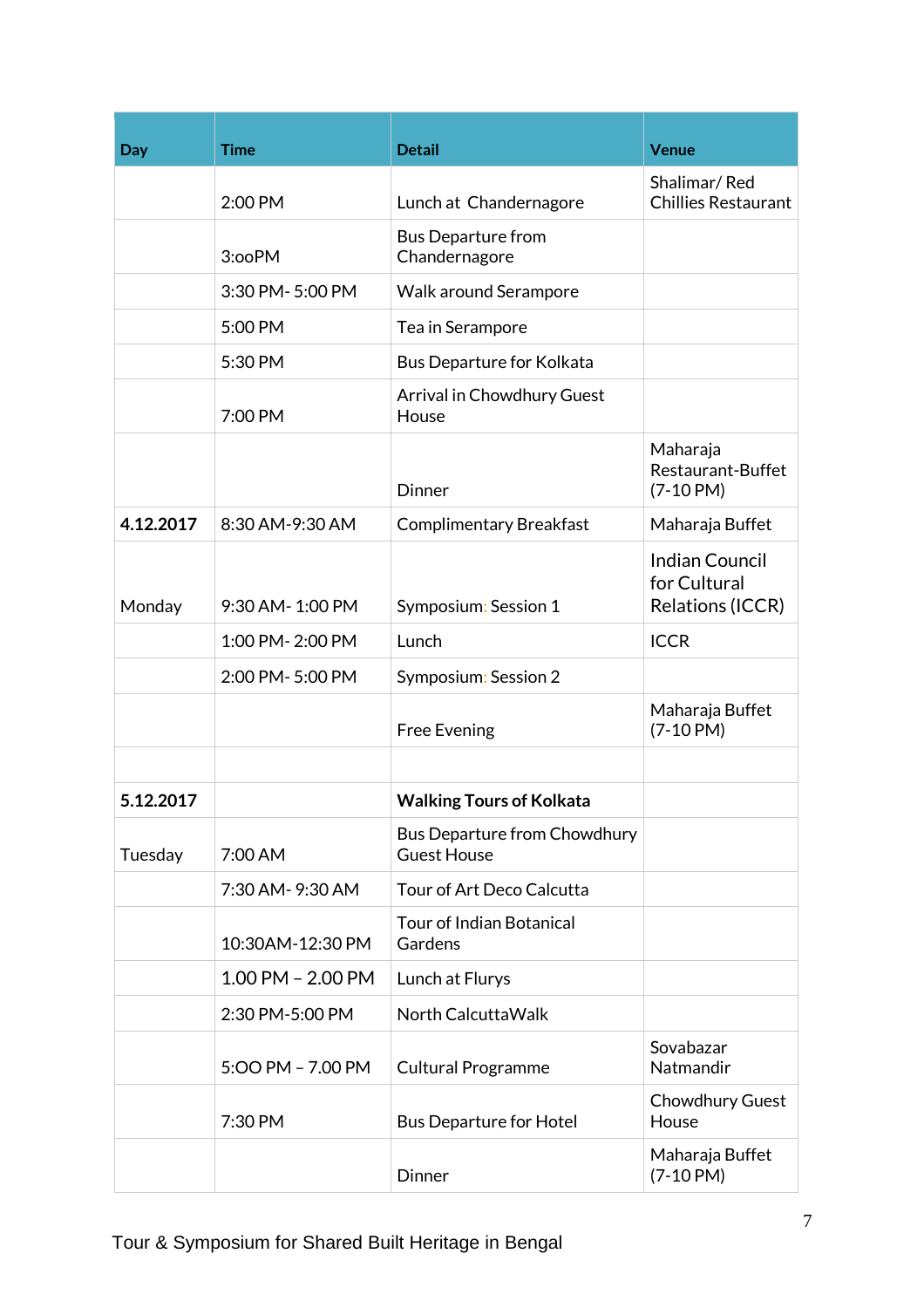| Day | Time | Detail | Venue |
|---|---|---|---|
| | 2:00 PM | Lunch at Chandernagore | Shalimar/ Red Chillies Restaurant |
| | 3:ooPM | Bus Departure from Chandernagore | |
| | 3:30 PM- 5:00 PM | Walk around Serampore | |
| | 5:00 PM | Tea in Serampore | |
| | 5:30 PM | Bus Departure for Kolkata | |
| | 7:00 PM | Arrival in Chowdhury Guest House | |
| | | Dinner | Maharaja Restaurant-Buffet (7-10 PM) |
| **4.12.2017** | 8:30 AM-9:30 AM | Complimentary Breakfast | Maharaja Buffet |
| Monday | 9:30 AM- 1:00 PM | Symposium: Session 1 | Indian Council for Cultural Relations (ICCR) |
| | 1:00 PM- 2:00 PM | Lunch | ICCR |
| | 2:00 PM- 5:00 PM | Symposium: Session 2 | |
| | | Free Evening | Maharaja Buffet (7-10 PM) |
| | | | |
| **5.12.2017** | | **Walking Tours of Kolkata** | |
| Tuesday | 7:00 AM | Bus Departure from Chowdhury Guest House | |
| | 7:30 AM- 9:30 AM | Tour of Art Deco Calcutta | |
| | 10:30AM-12:30 PM | Tour of Indian Botanical Gardens | |
| | 1.00 PM – 2.00 PM | Lunch at Flurys | |
| | 2:30 PM-5:00 PM | North CalcuttaWalk | |
| | 5:OO PM – 7.00 PM | Cultural Programme | Sovabazar Natmandir |
| | 7:30 PM | Bus Departure for Hotel | Chowdhury Guest House |
| | | Dinner | Maharaja Buffet (7-10 PM) |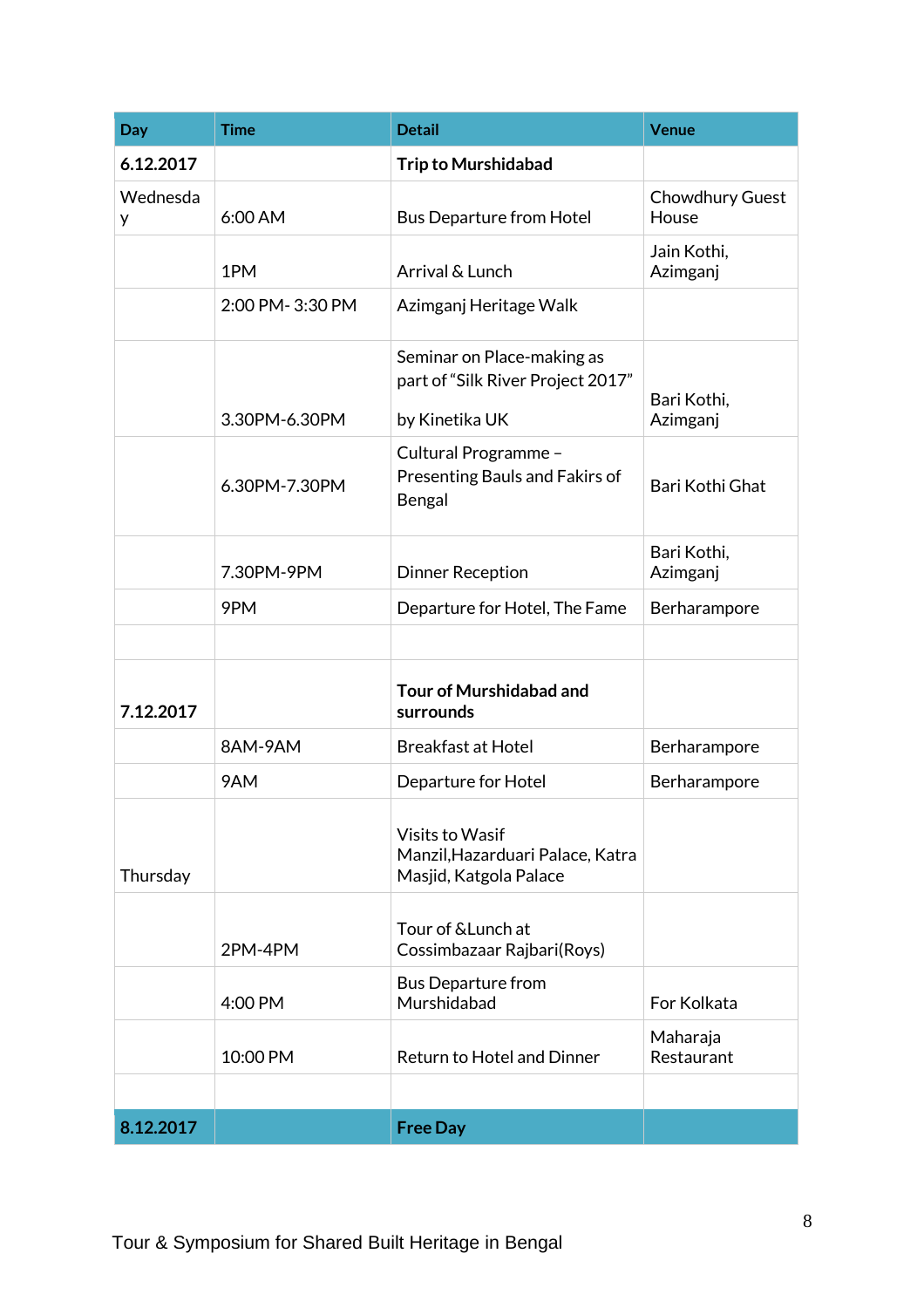| Day | Time | Detail | Venue |
|---|---|---|---|
| **6.12.2017** | | **Trip to Murshidabad** | |
| Wednesday | 6:00 AM | Bus Departure from Hotel | Chowdhury Guest House |
| | 1PM | Arrival & Lunch | Jain Kothi, Azimganj |
| | 2:00 PM- 3:30 PM | Azimganj Heritage Walk | |
| | 3.30PM-6.30PM | Seminar on Place-making as part of "Silk River Project 2017" by Kinetika UK | Bari Kothi, Azimganj |
| | 6.30PM-7.30PM | Cultural Programme – Presenting Bauls and Fakirs of Bengal | Bari Kothi Ghat |
| | 7.30PM-9PM | Dinner Reception | Bari Kothi, Azimganj |
| | 9PM | Departure for Hotel, The Fame | Berharampore |
| | | | |
| **7.12.2017** | | **Tour of Murshidabad and surrounds** | |
| | 8AM-9AM | Breakfast at Hotel | Berharampore |
| | 9AM | Departure for Hotel | Berharampore |
| Thursday | | Visits to Wasif Manzil,Hazarduari Palace, Katra Masjid, Katgola Palace | |
| | 2PM-4PM | Tour of &Lunch at Cossimbazaar Rajbari(Roys) | |
| | 4:00 PM | Bus Departure from Murshidabad | For Kolkata |
| | 10:00 PM | Return to Hotel and Dinner | Maharaja Restaurant |
| | | | |
| **8.12.2017** | | **Free Day** | |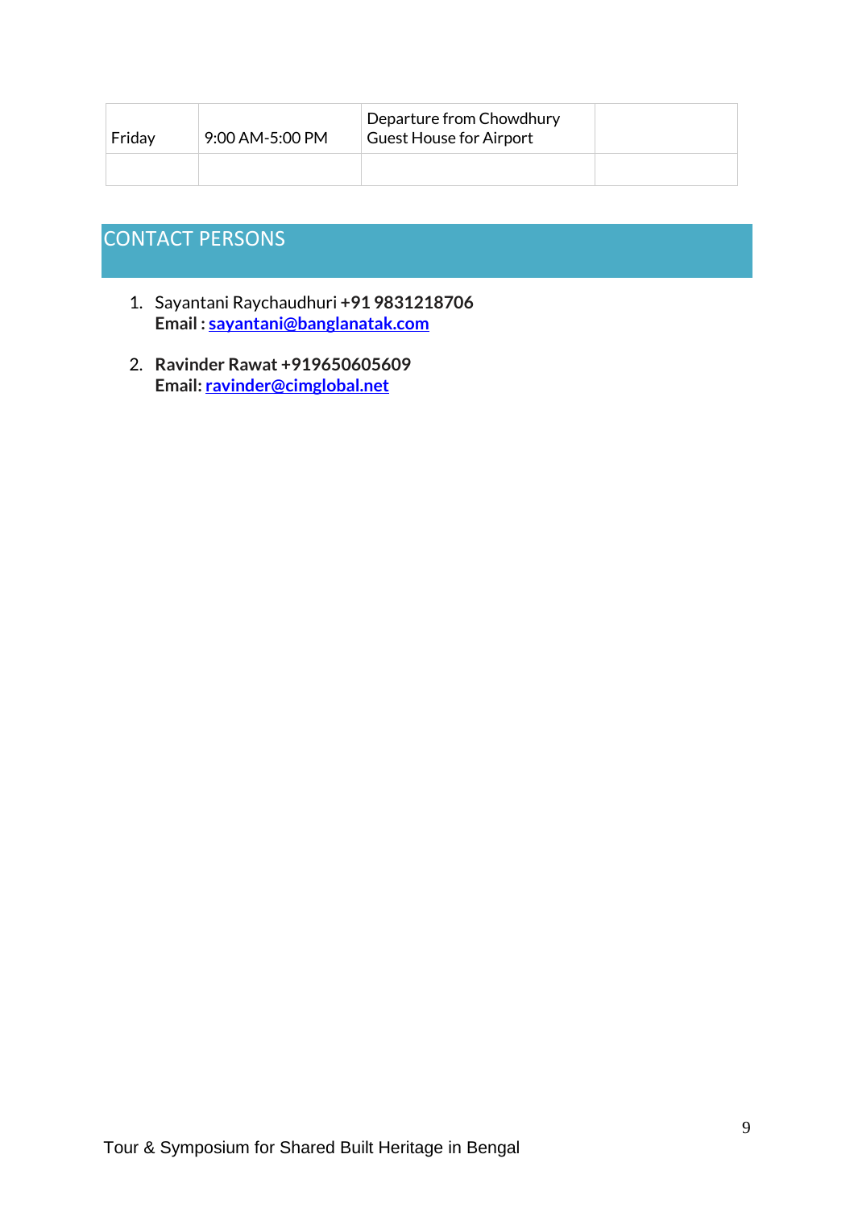| | | | |
|---|---|---|---|
| Friday | 9:00 AM-5:00 PM | Departure from Chowdhury Guest House for Airport | |
| | | | |

## CONTACT PERSONS

1. Sayantani Raychaudhuri **+91 9831218706**
   **Email : sayantani@banglanatak.com**

2. **Ravinder Rawat +919650605609**
   **Email: ravinder@cimglobal.net**

Tour & Symposium for Shared Built Heritage in Bengal